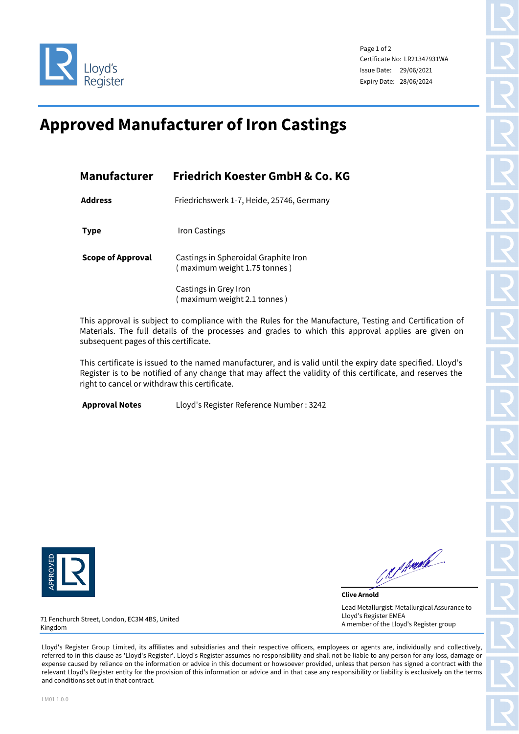Lloyd's Register

Certificate No: LR21347931WA
Issue Date: 29/06/2021
Expiry Date: 28/06/2024

# Approved Manufacturer of Iron Castings

| | |
|---|---|
| **Manufacturer** | **Friedrich Koester GmbH & Co. KG** |
| **Address** | Friedrichswerk 1-7, Heide, 25746, Germany |
| **Type** | Iron Castings |
| **Scope of Approval** | Castings in Spheroidal Graphite Iron ( maximum weight 1.75 tonnes ) |
| | Castings in Grey Iron ( maximum weight 2.1 tonnes ) |

This approval is subject to compliance with the Rules for the Manufacture, Testing and Certification of Materials. The full details of the processes and grades to which this approval applies are given on subsequent pages of this certificate.

This certificate is issued to the named manufacturer, and is valid until the expiry date specified. Lloyd's Register is to be notified of any change that may affect the validity of this certificate, and reserves the right to cancel or withdraw this certificate.

**Approval Notes** Lloyd's Register Reference Number : 3242

APPROVED LR

**Clive Arnold**

Lead Metallurgist: Metallurgical Assurance to Lloyd's Register EMEA
A member of the Lloyd's Register group

71 Fenchurch Street, London, EC3M 4BS, United Kingdom

Lloyd's Register Group Limited, its affiliates and subsidiaries and their respective officers, employees or agents are, individually and collectively, referred to in this clause as 'Lloyd's Register'. Lloyd's Register assumes no responsibility and shall not be liable to any person for any loss, damage or expense caused by reliance on the information or advice in this document or howsoever provided, unless that person has signed a contract with the relevant Lloyd's Register entity for the provision of this information or advice and in that case any responsibility or liability is exclusively on the terms and conditions set out in that contract.

LM01 1.0.0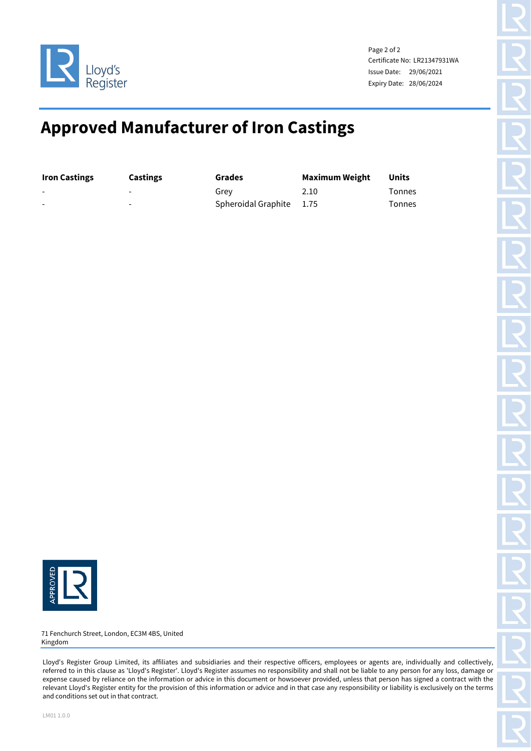Certificate No: LR21347931WA
Issue Date: 29/06/2021
Expiry Date: 28/06/2024

# Approved Manufacturer of Iron Castings

| Iron Castings | Castings | Grades | Maximum Weight | Units |
|---|---|---|---|---|
| - | - | Grey | 2.10 | Tonnes |
| - | - | Spheroidal Graphite | 1.75 | Tonnes |

71 Fenchurch Street, London, EC3M 4BS, United Kingdom

Lloyd's Register Group Limited, its affiliates and subsidiaries and their respective officers, employees or agents are, individually and collectively, referred to in this clause as 'Lloyd's Register'. Lloyd's Register assumes no responsibility and shall not be liable to any person for any loss, damage or expense caused by reliance on the information or advice in this document or howsoever provided, unless that person has signed a contract with the relevant Lloyd's Register entity for the provision of this information or advice and in that case any responsibility or liability is exclusively on the terms and conditions set out in that contract.

LM01 1.0.0